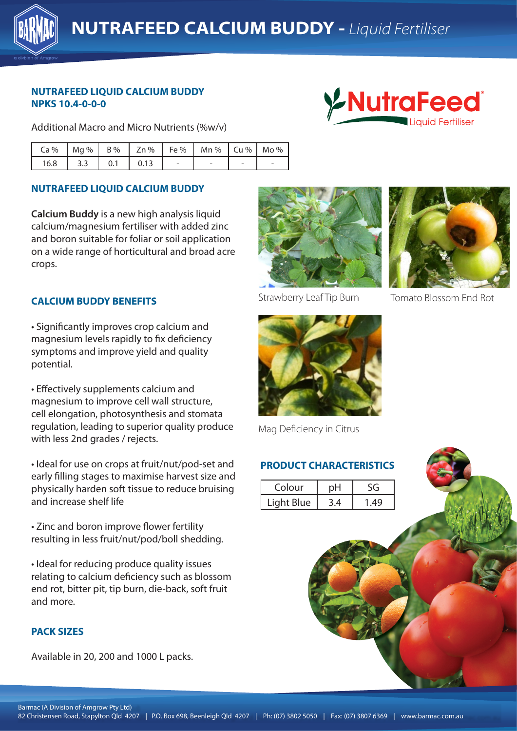# NUTRAFEED CALCIUM BUDDY - *Liquid Fertiliser*

## NUTRAFEED LIQUID CALCIUM BUDDY
## NPKS 10.4-0-0-0

Additional Macro and Micro Nutrients (%w/v)

| Ca % | Mg % | B % | Zn % | Fe % | Mn % | Cu % | Mo % |
|---|---|---|---|---|---|---|---|
| 16.8 | 3.3 | 0.1 | 0.13 | - | - | - | - |

## NUTRAFEED LIQUID CALCIUM BUDDY

**Calcium Buddy** is a new high analysis liquid calcium/magnesium fertiliser with added zinc and boron suitable for foliar or soil application on a wide range of horticultural and broad acre crops.

## CALCIUM BUDDY BENEFITS

- Significantly improves crop calcium and magnesium levels rapidly to fix deficiency symptoms and improve yield and quality potential.
- Effectively supplements calcium and magnesium to improve cell wall structure, cell elongation, photosynthesis and stomata regulation, leading to superior quality produce with less 2nd grades / rejects.
- Ideal for use on crops at fruit/nut/pod-set and early filling stages to maximise harvest size and physically harden soft tissue to reduce bruising and increase shelf life
- Zinc and boron improve flower fertility resulting in less fruit/nut/pod/boll shedding.
- Ideal for reducing produce quality issues relating to calcium deficiency such as blossom end rot, bitter pit, tip burn, die-back, soft fruit and more.

## PACK SIZES

Available in 20, 200 and 1000 L packs.

Strawberry Leaf Tip Burn

Tomato Blossom End Rot

Mag Deficiency in Citrus

## PRODUCT CHARACTERISTICS

| Colour | pH | SG |
|---|---|---|
| Light Blue | 3.4 | 1.49 |

Barmac (A Division of Amgrow Pty Ltd)
82 Christensen Road, Stapylton Qld 4207 | P.O. Box 698, Beenleigh Qld 4207 | Ph: (07) 3802 5050 | Fax: (07) 3807 6369 | www.barmac.com.au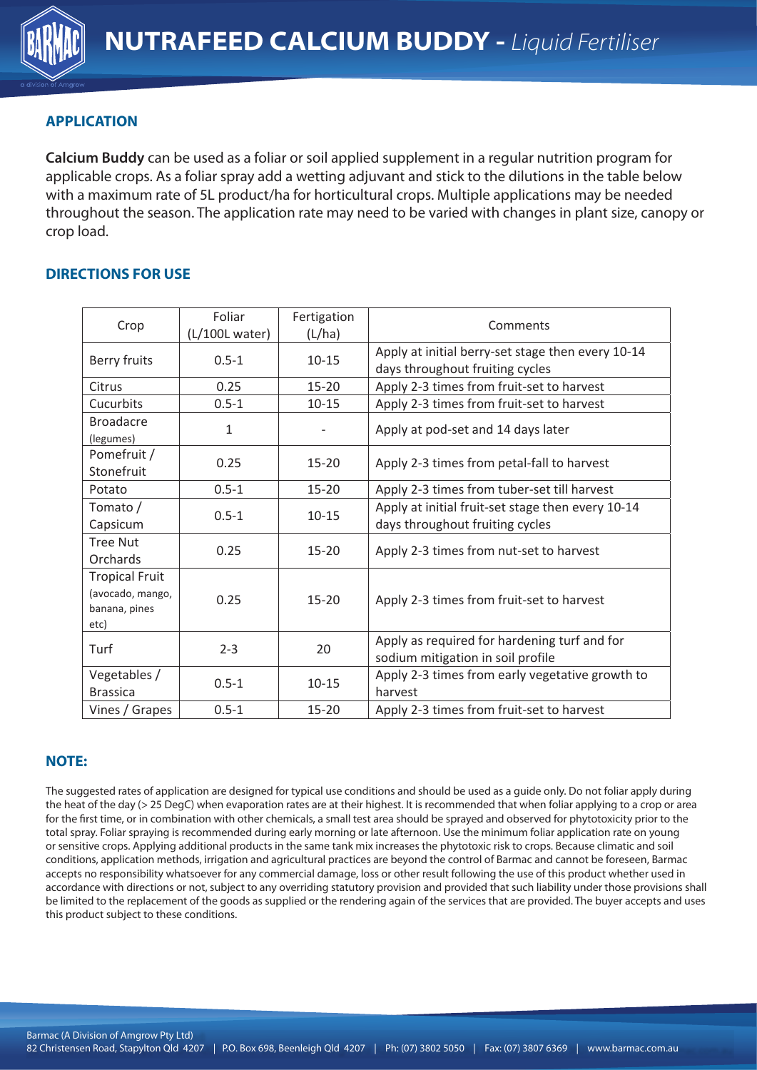# NUTRAFEED CALCIUM BUDDY - *Liquid Fertiliser*

## APPLICATION

**Calcium Buddy** can be used as a foliar or soil applied supplement in a regular nutrition program for applicable crops. As a foliar spray add a wetting adjuvant and stick to the dilutions in the table below with a maximum rate of 5L product/ha for horticultural crops. Multiple applications may be needed throughout the season. The application rate may need to be varied with changes in plant size, canopy or crop load.

## DIRECTIONS FOR USE

| Crop | Foliar (L/100L water) | Fertigation (L/ha) | Comments |
|---|---|---|---|
| Berry fruits | 0.5-1 | 10-15 | Apply at initial berry-set stage then every 10-14 days throughout fruiting cycles |
| Citrus | 0.25 | 15-20 | Apply 2-3 times from fruit-set to harvest |
| Cucurbits | 0.5-1 | 10-15 | Apply 2-3 times from fruit-set to harvest |
| Broadacre (legumes) | 1 | - | Apply at pod-set and 14 days later |
| Pomefruit / Stonefruit | 0.25 | 15-20 | Apply 2-3 times from petal-fall to harvest |
| Potato | 0.5-1 | 15-20 | Apply 2-3 times from tuber-set till harvest |
| Tomato / Capsicum | 0.5-1 | 10-15 | Apply at initial fruit-set stage then every 10-14 days throughout fruiting cycles |
| Tree Nut Orchards | 0.25 | 15-20 | Apply 2-3 times from nut-set to harvest |
| Tropical Fruit (avocado, mango, banana, pines etc) | 0.25 | 15-20 | Apply 2-3 times from fruit-set to harvest |
| Turf | 2-3 | 20 | Apply as required for hardening turf and for sodium mitigation in soil profile |
| Vegetables / Brassica | 0.5-1 | 10-15 | Apply 2-3 times from early vegetative growth to harvest |
| Vines / Grapes | 0.5-1 | 15-20 | Apply 2-3 times from fruit-set to harvest |

## NOTE:

The suggested rates of application are designed for typical use conditions and should be used as a guide only. Do not foliar apply during the heat of the day (> 25 DegC) when evaporation rates are at their highest. It is recommended that when foliar applying to a crop or area for the first time, or in combination with other chemicals, a small test area should be sprayed and observed for phytotoxicity prior to the total spray. Foliar spraying is recommended during early morning or late afternoon. Use the minimum foliar application rate on young or sensitive crops. Applying additional products in the same tank mix increases the phytotoxic risk to crops. Because climatic and soil conditions, application methods, irrigation and agricultural practices are beyond the control of Barmac and cannot be foreseen, Barmac accepts no responsibility whatsoever for any commercial damage, loss or other result following the use of this product whether used in accordance with directions or not, subject to any overriding statutory provision and provided that such liability under those provisions shall be limited to the replacement of the goods as supplied or the rendering again of the services that are provided. The buyer accepts and uses this product subject to these conditions.

Barmac (A Division of Amgrow Pty Ltd)
82 Christensen Road, Stapylton Qld 4207 | P.O. Box 698, Beenleigh Qld 4207 | Ph: (07) 3802 5050 | Fax: (07) 3807 6369 | www.barmac.com.au